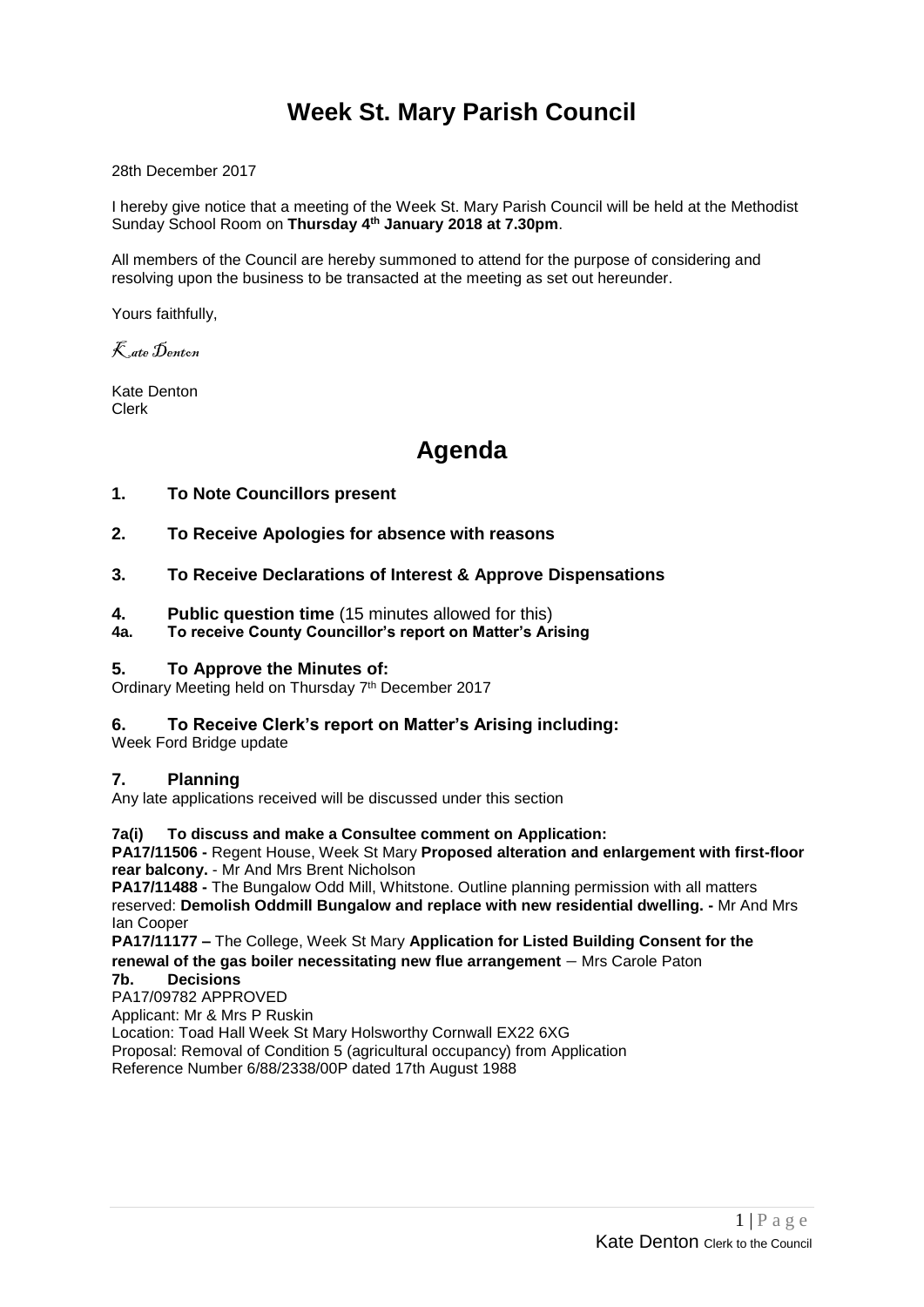# Week St. Mary Parish Council

28th December 2017

I hereby give notice that a meeting of the Week St. Mary Parish Council will be held at the Methodist Sunday School Room on **Thursday 4th January 2018 at 7.30pm**.

All members of the Council are hereby summoned to attend for the purpose of considering and resolving upon the business to be transacted at the meeting as set out hereunder.

Yours faithfully,

*Kate Denton*

Kate Denton
Clerk

# Agenda

## 1. To Note Councillors present

## 2. To Receive Apologies for absence with reasons

## 3. To Receive Declarations of Interest & Approve Dispensations

## 4. Public question time (15 minutes allowed for this)

### 4a. To receive County Councillor's report on Matter's Arising

## 5. To Approve the Minutes of:

Ordinary Meeting held on Thursday 7th December 2017

## 6. To Receive Clerk's report on Matter's Arising including:

Week Ford Bridge update

## 7. Planning

Any late applications received will be discussed under this section

**7a(i) To discuss and make a Consultee comment on Application:**

**PA17/11506 -** Regent House, Week St Mary **Proposed alteration and enlargement with first-floor rear balcony.** - Mr And Mrs Brent Nicholson

**PA17/11488 -** The Bungalow Odd Mill, Whitstone. Outline planning permission with all matters reserved: **Demolish Oddmill Bungalow and replace with new residential dwelling. -** Mr And Mrs Ian Cooper

**PA17/11177 –** The College, Week St Mary **Application for Listed Building Consent for the renewal of the gas boiler necessitating new flue arrangement** – Mrs Carole Paton

**7b. Decisions**

PA17/09782 APPROVED
Applicant: Mr & Mrs P Ruskin
Location: Toad Hall Week St Mary Holsworthy Cornwall EX22 6XG
Proposal: Removal of Condition 5 (agricultural occupancy) from Application
Reference Number 6/88/2338/00P dated 17th August 1988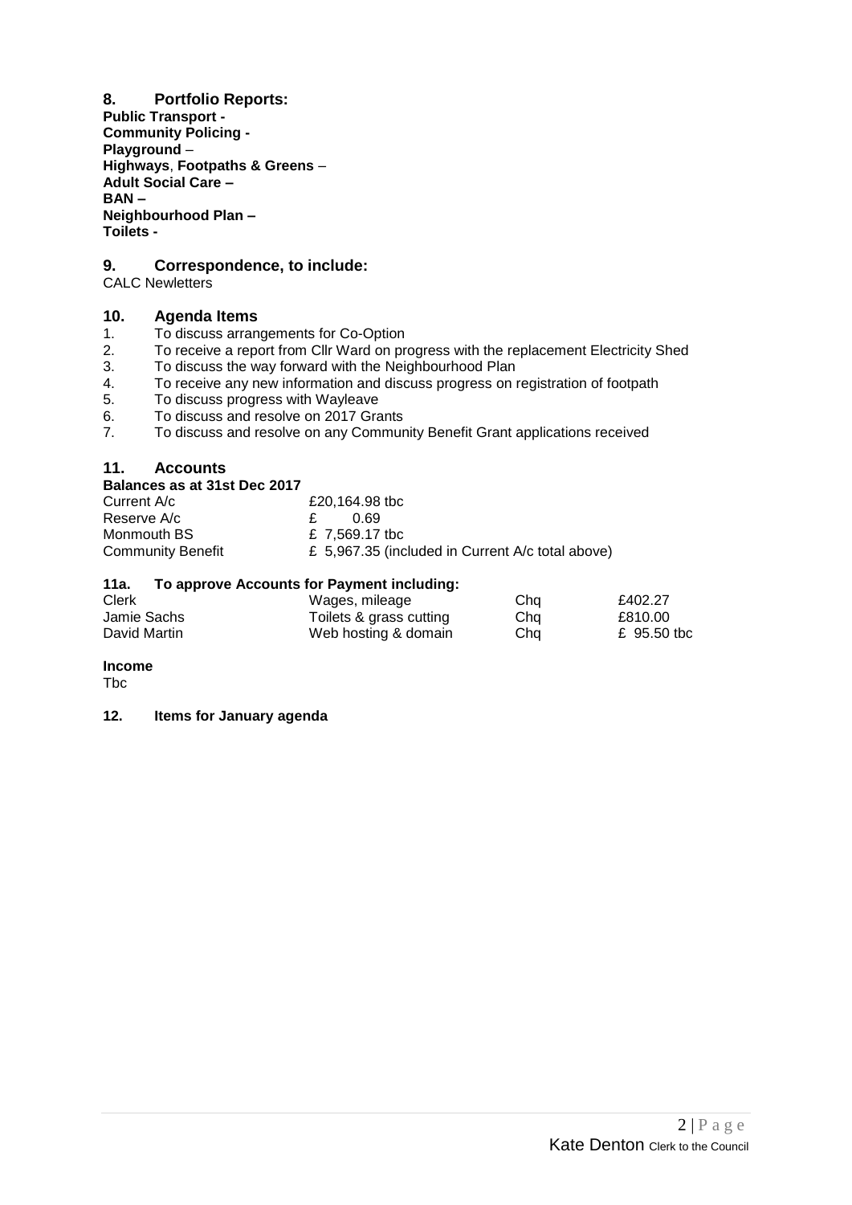## 8. Portfolio Reports:

**Public Transport -**
**Community Policing -**
**Playground** –
**Highways**, **Footpaths & Greens** –
**Adult Social Care –**
**BAN –**
**Neighbourhood Plan –**
**Toilets -**

## 9. Correspondence, to include:

CALC Newletters

## 10. Agenda Items

1. To discuss arrangements for Co-Option
2. To receive a report from Cllr Ward on progress with the replacement Electricity Shed
3. To discuss the way forward with the Neighbourhood Plan
4. To receive any new information and discuss progress on registration of footpath
5. To discuss progress with Wayleave
6. To discuss and resolve on 2017 Grants
7. To discuss and resolve on any Community Benefit Grant applications received

## 11. Accounts

**Balances as at 31st Dec 2017**

| | |
|---|---|
| Current A/c | £20,164.98 tbc |
| Reserve A/c | £ 0.69 |
| Monmouth BS | £ 7,569.17 tbc |
| Community Benefit | £ 5,967.35 (included in Current A/c total above) |

### 11a. To approve Accounts for Payment including:

| | | | |
|---|---|---|---|
| Clerk | Wages, mileage | Chq | £402.27 |
| Jamie Sachs | Toilets & grass cutting | Chq | £810.00 |
| David Martin | Web hosting & domain | Chq | £ 95.50 tbc |

**Income**

Tbc

**12. Items for January agenda**

Kate Denton Clerk to the Council